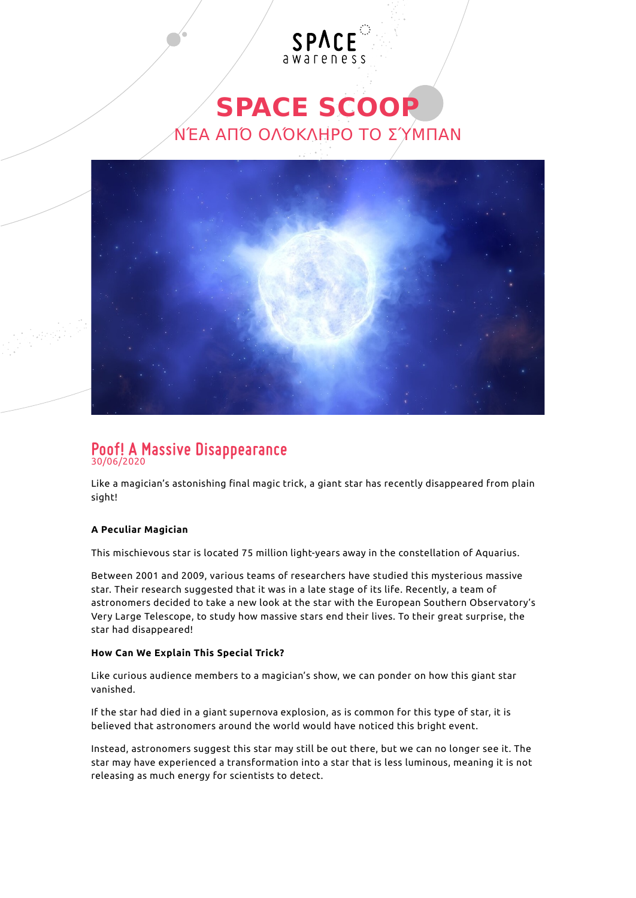SPACE awareness

# SPACE SCOOP

ΝΈΑ ΑΠΌ ΟΛΌΚΛΗΡΟ ΤΟ ΣΎΜΠΑΝ

## Poof! A Massive Disappearance

30/06/2020

Like a magician's astonishing final magic trick, a giant star has recently disappeared from plain sight!

**A Peculiar Magician**

This mischievous star is located 75 million light-years away in the constellation of Aquarius.

Between 2001 and 2009, various teams of researchers have studied this mysterious massive star. Their research suggested that it was in a late stage of its life. Recently, a team of astronomers decided to take a new look at the star with the European Southern Observatory's Very Large Telescope, to study how massive stars end their lives. To their great surprise, the star had disappeared!

**How Can We Explain This Special Trick?**

Like curious audience members to a magician's show, we can ponder on how this giant star vanished.

If the star had died in a giant supernova explosion, as is common for this type of star, it is believed that astronomers around the world would have noticed this bright event.

Instead, astronomers suggest this star may still be out there, but we can no longer see it. The star may have experienced a transformation into a star that is less luminous, meaning it is not releasing as much energy for scientists to detect.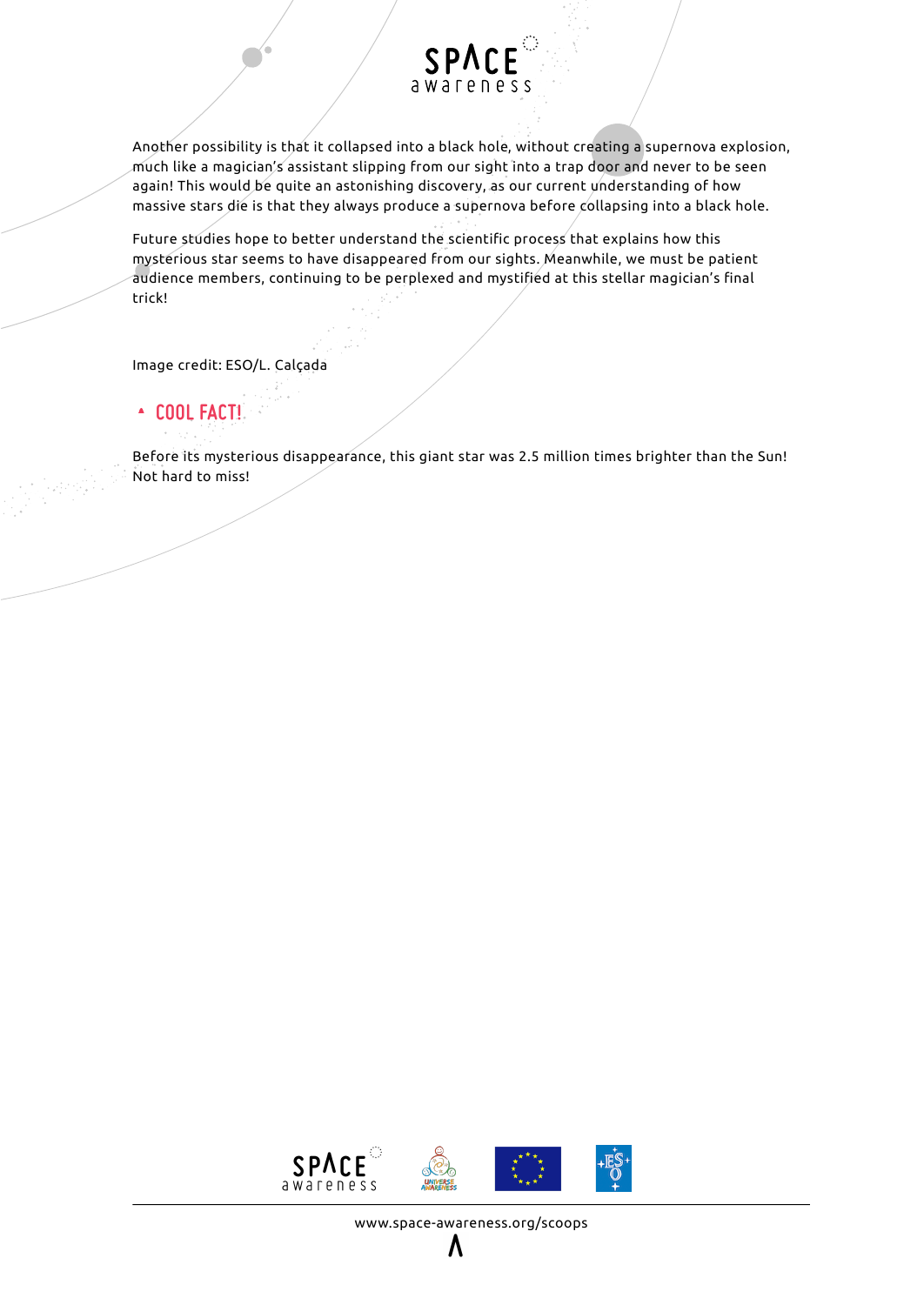Another possibility is that it collapsed into a black hole, without creating a supernova explosion, much like a magician's assistant slipping from our sight into a trap door and never to be seen again! This would be quite an astonishing discovery, as our current understanding of how massive stars die is that they always produce a supernova before collapsing into a black hole.

Future studies hope to better understand the scientific process that explains how this mysterious star seems to have disappeared from our sights. Meanwhile, we must be patient audience members, continuing to be perplexed and mystified at this stellar magician's final trick!

Image credit: ESO/L. Calçada

## COOL FACT!

Before its mysterious disappearance, this giant star was 2.5 million times brighter than the Sun! Not hard to miss!

www.space-awareness.org/scoops